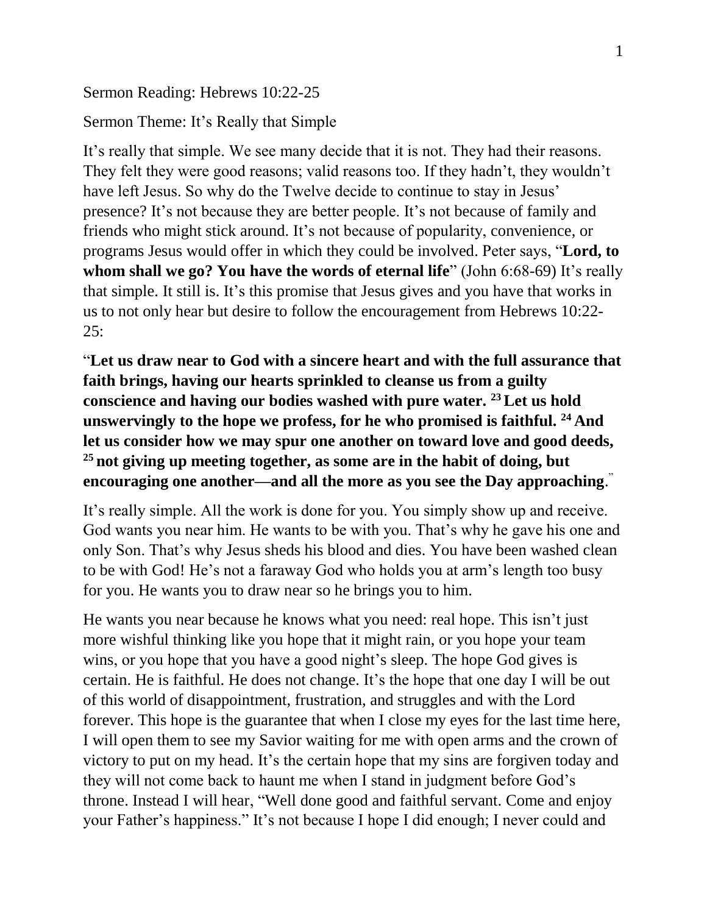Sermon Reading: Hebrews 10:22-25

Sermon Theme: It's Really that Simple

It's really that simple. We see many decide that it is not. They had their reasons. They felt they were good reasons; valid reasons too. If they hadn't, they wouldn't have left Jesus. So why do the Twelve decide to continue to stay in Jesus' presence? It's not because they are better people. It's not because of family and friends who might stick around. It's not because of popularity, convenience, or programs Jesus would offer in which they could be involved. Peter says, "**Lord, to whom shall we go? You have the words of eternal life**" (John 6:68-69) It's really that simple. It still is. It's this promise that Jesus gives and you have that works in us to not only hear but desire to follow the encouragement from Hebrews 10:22-25:

"**Let us draw near to God with a sincere heart and with the full assurance that faith brings, having our hearts sprinkled to cleanse us from a guilty conscience and having our bodies washed with pure water. [23] Let us hold unswervingly to the hope we profess, for he who promised is faithful. [24] And let us consider how we may spur one another on toward love and good deeds, [25] not giving up meeting together, as some are in the habit of doing, but encouraging one another—and all the more as you see the Day approaching**."

It's really simple. All the work is done for you. You simply show up and receive. God wants you near him. He wants to be with you. That's why he gave his one and only Son. That's why Jesus sheds his blood and dies. You have been washed clean to be with God! He's not a faraway God who holds you at arm's length too busy for you. He wants you to draw near so he brings you to him.

He wants you near because he knows what you need: real hope. This isn't just more wishful thinking like you hope that it might rain, or you hope your team wins, or you hope that you have a good night's sleep. The hope God gives is certain. He is faithful. He does not change. It's the hope that one day I will be out of this world of disappointment, frustration, and struggles and with the Lord forever. This hope is the guarantee that when I close my eyes for the last time here, I will open them to see my Savior waiting for me with open arms and the crown of victory to put on my head. It's the certain hope that my sins are forgiven today and they will not come back to haunt me when I stand in judgment before God's throne. Instead I will hear, "Well done good and faithful servant. Come and enjoy your Father's happiness." It's not because I hope I did enough; I never could and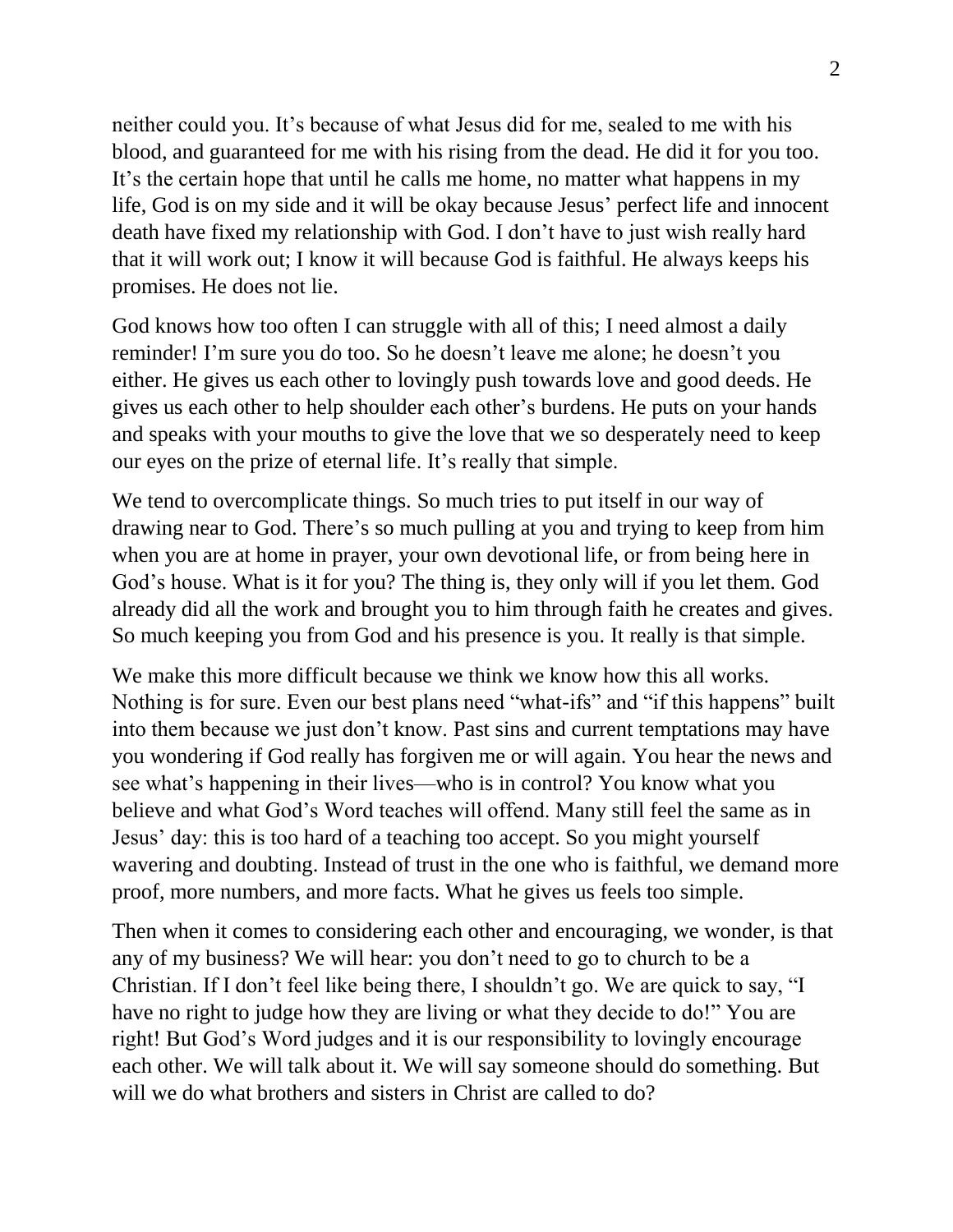neither could you. It's because of what Jesus did for me, sealed to me with his blood, and guaranteed for me with his rising from the dead. He did it for you too. It's the certain hope that until he calls me home, no matter what happens in my life, God is on my side and it will be okay because Jesus' perfect life and innocent death have fixed my relationship with God. I don't have to just wish really hard that it will work out; I know it will because God is faithful. He always keeps his promises. He does not lie.

God knows how too often I can struggle with all of this; I need almost a daily reminder! I'm sure you do too. So he doesn't leave me alone; he doesn't you either. He gives us each other to lovingly push towards love and good deeds. He gives us each other to help shoulder each other's burdens. He puts on your hands and speaks with your mouths to give the love that we so desperately need to keep our eyes on the prize of eternal life. It's really that simple.

We tend to overcomplicate things. So much tries to put itself in our way of drawing near to God. There's so much pulling at you and trying to keep from him when you are at home in prayer, your own devotional life, or from being here in God's house. What is it for you? The thing is, they only will if you let them. God already did all the work and brought you to him through faith he creates and gives. So much keeping you from God and his presence is you. It really is that simple.

We make this more difficult because we think we know how this all works. Nothing is for sure. Even our best plans need "what-ifs" and "if this happens" built into them because we just don't know. Past sins and current temptations may have you wondering if God really has forgiven me or will again. You hear the news and see what's happening in their lives—who is in control? You know what you believe and what God's Word teaches will offend. Many still feel the same as in Jesus' day: this is too hard of a teaching too accept. So you might yourself wavering and doubting. Instead of trust in the one who is faithful, we demand more proof, more numbers, and more facts. What he gives us feels too simple.

Then when it comes to considering each other and encouraging, we wonder, is that any of my business? We will hear: you don't need to go to church to be a Christian. If I don't feel like being there, I shouldn't go. We are quick to say, "I have no right to judge how they are living or what they decide to do!" You are right! But God's Word judges and it is our responsibility to lovingly encourage each other. We will talk about it. We will say someone should do something. But will we do what brothers and sisters in Christ are called to do?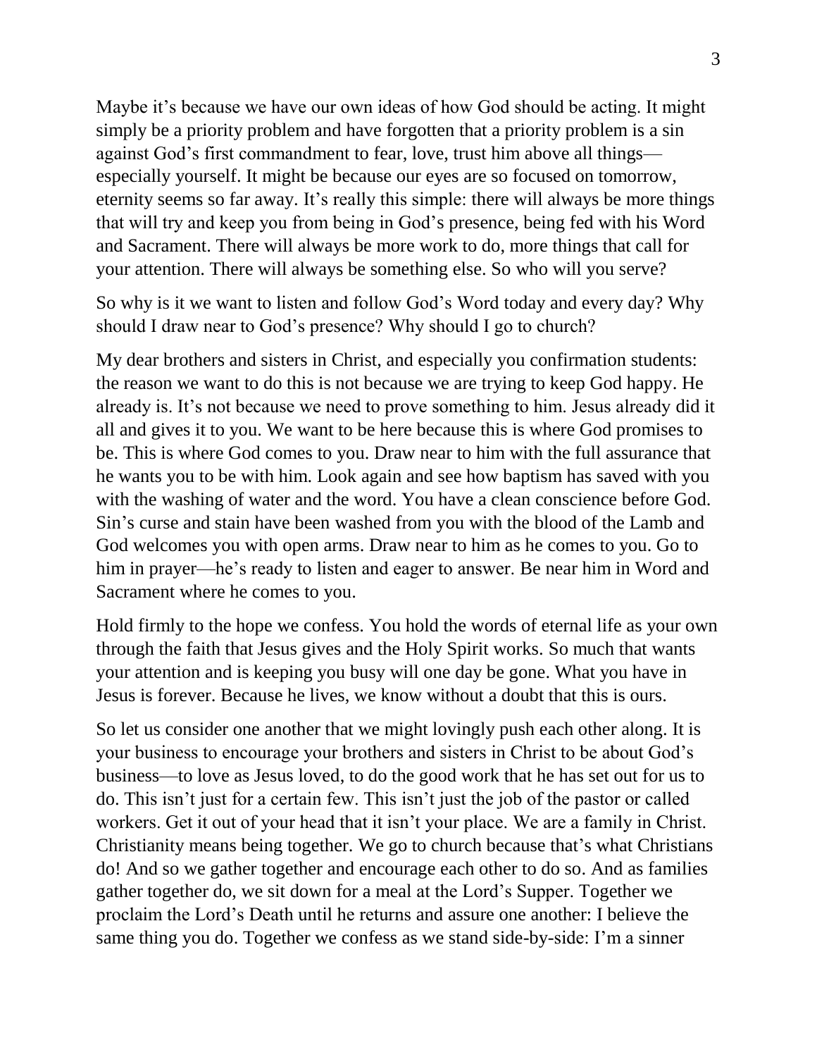Maybe it's because we have our own ideas of how God should be acting. It might simply be a priority problem and have forgotten that a priority problem is a sin against God's first commandment to fear, love, trust him above all things—especially yourself. It might be because our eyes are so focused on tomorrow, eternity seems so far away. It's really this simple: there will always be more things that will try and keep you from being in God's presence, being fed with his Word and Sacrament. There will always be more work to do, more things that call for your attention. There will always be something else. So who will you serve?

So why is it we want to listen and follow God's Word today and every day? Why should I draw near to God's presence? Why should I go to church?

My dear brothers and sisters in Christ, and especially you confirmation students: the reason we want to do this is not because we are trying to keep God happy. He already is. It's not because we need to prove something to him. Jesus already did it all and gives it to you. We want to be here because this is where God promises to be. This is where God comes to you. Draw near to him with the full assurance that he wants you to be with him. Look again and see how baptism has saved with you with the washing of water and the word. You have a clean conscience before God. Sin's curse and stain have been washed from you with the blood of the Lamb and God welcomes you with open arms. Draw near to him as he comes to you. Go to him in prayer—he's ready to listen and eager to answer. Be near him in Word and Sacrament where he comes to you.

Hold firmly to the hope we confess. You hold the words of eternal life as your own through the faith that Jesus gives and the Holy Spirit works. So much that wants your attention and is keeping you busy will one day be gone. What you have in Jesus is forever. Because he lives, we know without a doubt that this is ours.

So let us consider one another that we might lovingly push each other along. It is your business to encourage your brothers and sisters in Christ to be about God's business—to love as Jesus loved, to do the good work that he has set out for us to do. This isn't just for a certain few. This isn't just the job of the pastor or called workers. Get it out of your head that it isn't your place. We are a family in Christ. Christianity means being together. We go to church because that's what Christians do! And so we gather together and encourage each other to do so. And as families gather together do, we sit down for a meal at the Lord's Supper. Together we proclaim the Lord's Death until he returns and assure one another: I believe the same thing you do. Together we confess as we stand side-by-side: I'm a sinner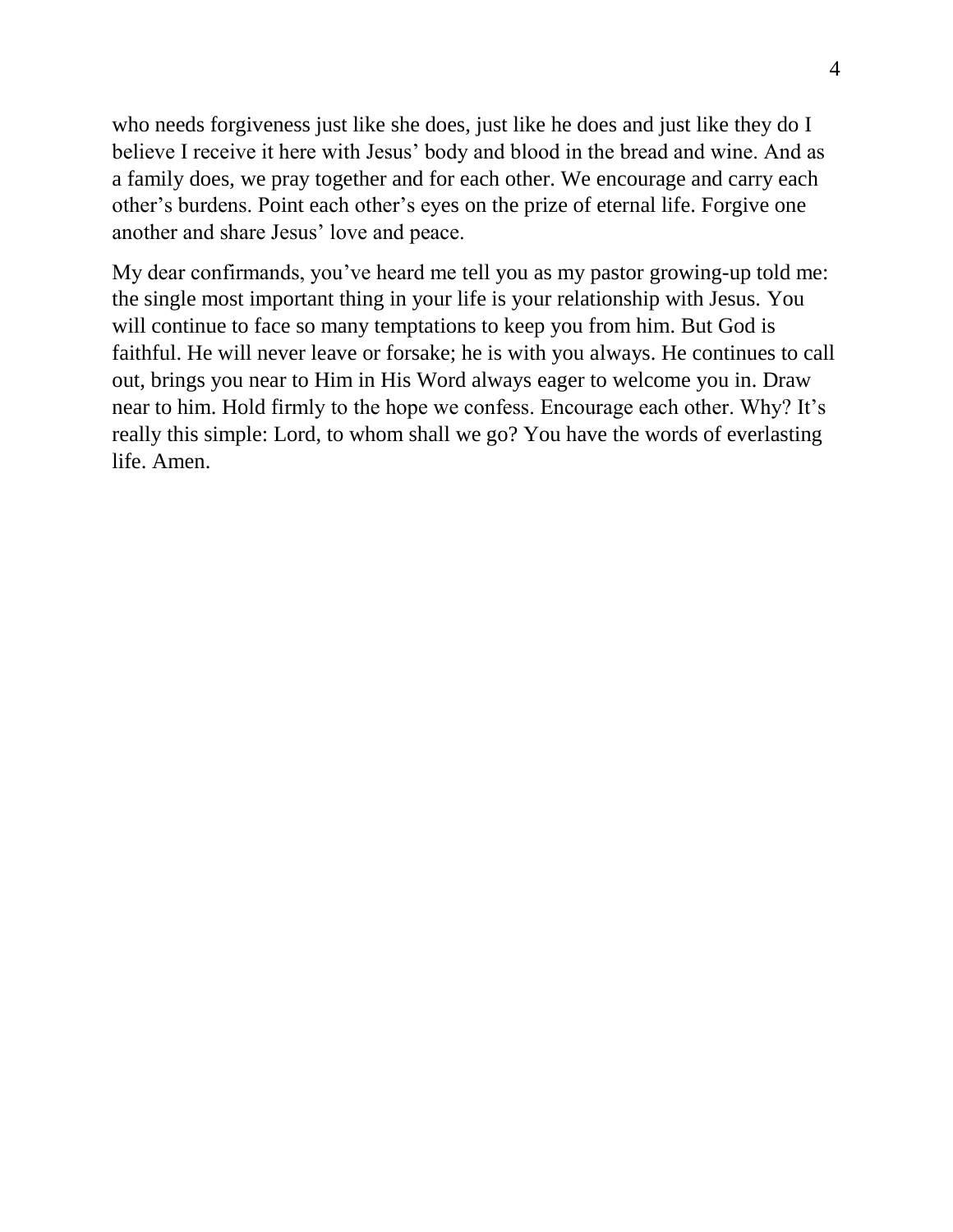who needs forgiveness just like she does, just like he does and just like they do I believe I receive it here with Jesus' body and blood in the bread and wine. And as a family does, we pray together and for each other. We encourage and carry each other's burdens. Point each other's eyes on the prize of eternal life. Forgive one another and share Jesus' love and peace.

My dear confirmands, you've heard me tell you as my pastor growing-up told me: the single most important thing in your life is your relationship with Jesus. You will continue to face so many temptations to keep you from him. But God is faithful. He will never leave or forsake; he is with you always. He continues to call out, brings you near to Him in His Word always eager to welcome you in. Draw near to him. Hold firmly to the hope we confess. Encourage each other. Why? It's really this simple: Lord, to whom shall we go? You have the words of everlasting life. Amen.